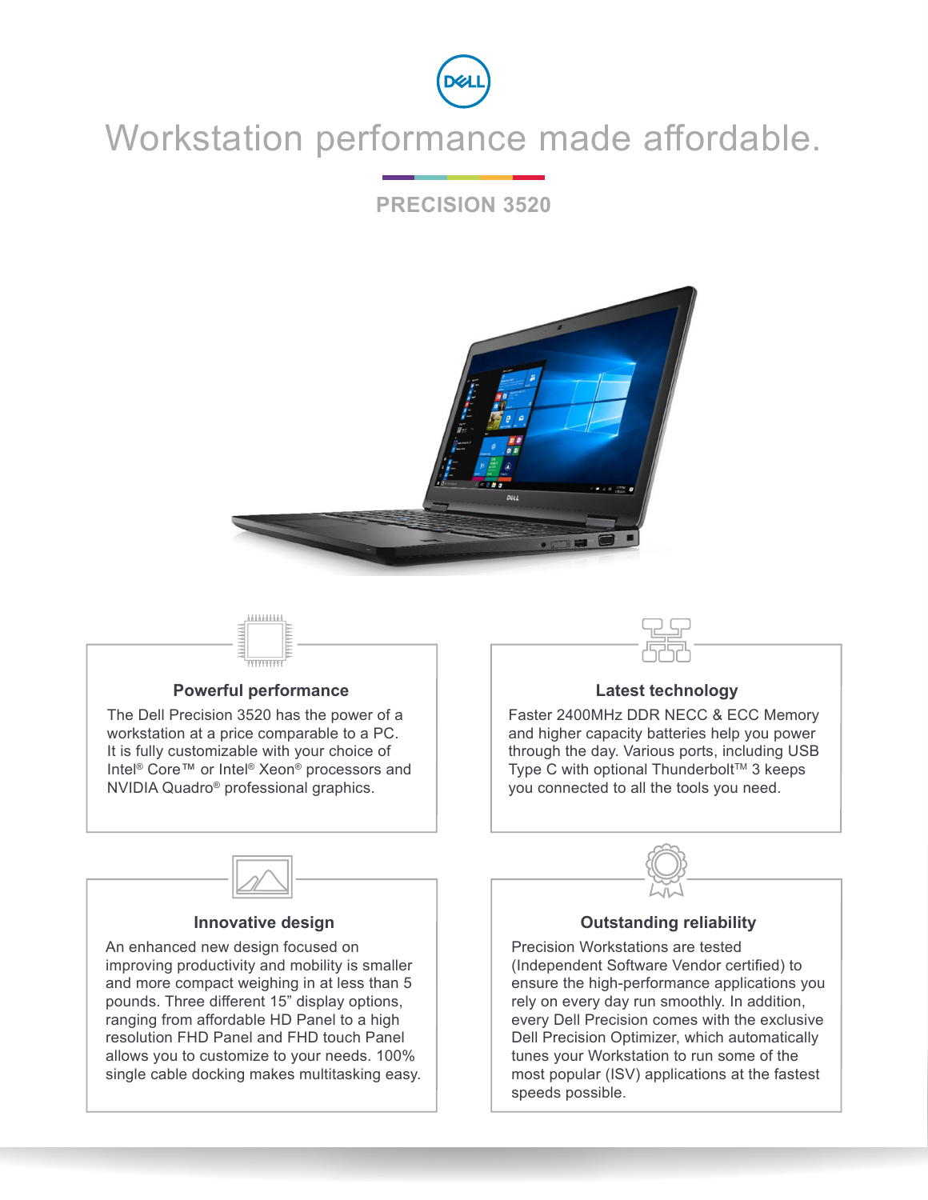# Workstation performance made affordable.

## PRECISION 3520

### Powerful performance

The Dell Precision 3520 has the power of a workstation at a price comparable to a PC. It is fully customizable with your choice of Intel® Core™ or Intel® Xeon® processors and NVIDIA Quadro® professional graphics.

### Latest technology

Faster 2400MHz DDR NECC & ECC Memory and higher capacity batteries help you power through the day. Various ports, including USB Type C with optional Thunderbolt™ 3 keeps you connected to all the tools you need.

### Innovative design

An enhanced new design focused on improving productivity and mobility is smaller and more compact weighing in at less than 5 pounds. Three different 15" display options, ranging from affordable HD Panel to a high resolution FHD Panel and FHD touch Panel allows you to customize to your needs. 100% single cable docking makes multitasking easy.

### Outstanding reliability

Precision Workstations are tested (Independent Software Vendor certified) to ensure the high-performance applications you rely on every day run smoothly. In addition, every Dell Precision comes with the exclusive Dell Precision Optimizer, which automatically tunes your Workstation to run some of the most popular (ISV) applications at the fastest speeds possible.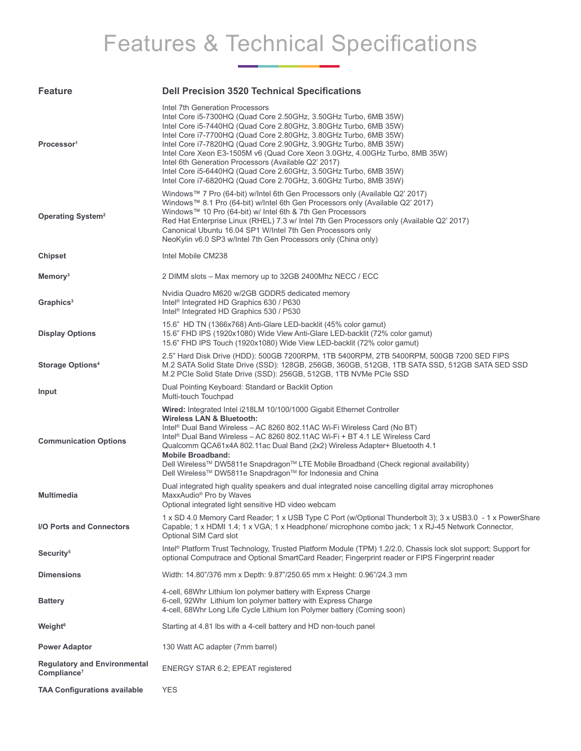# Features & Technical Specifications

| Feature | Dell Precision 3520 Technical Specifications |
| --- | --- |
| Processor[1] | Intel 7th Generation Processors<br>Intel Core i5-7300HQ (Quad Core 2.50GHz, 3.50GHz Turbo, 6MB 35W)<br>Intel Core i5-7440HQ (Quad Core 2.80GHz, 3.80GHz Turbo, 6MB 35W)<br>Intel Core i7-7700HQ (Quad Core 2.80GHz, 3.80GHz Turbo, 6MB 35W)<br>Intel Core i7-7820HQ (Quad Core 2.90GHz, 3.90GHz Turbo, 8MB 35W)<br>Intel Core Xeon E3-1505M v6 (Quad Core Xeon 3.0GHz, 4.00GHz Turbo, 8MB 35W)<br>Intel 6th Generation Processors (Available Q2' 2017)<br>Intel Core i5-6440HQ (Quad Core 2.60GHz, 3.50GHz Turbo, 6MB 35W)<br>Intel Core i7-6820HQ (Quad Core 2.70GHz, 3.60GHz Turbo, 8MB 35W) |
| Operating System[2] | Windows™ 7 Pro (64-bit) w/Intel 6th Gen Processors only (Available Q2' 2017)<br>Windows™ 8.1 Pro (64-bit) w/Intel 6th Gen Processors only (Available Q2' 2017)<br>Windows™ 10 Pro (64-bit) w/ Intel 6th & 7th Gen Processors<br>Red Hat Enterprise Linux (RHEL) 7.3 w/ Intel 7th Gen Processors only (Available Q2' 2017)<br>Canonical Ubuntu 16.04 SP1 W/Intel 7th Gen Processors only<br>NeoKylin v6.0 SP3 w/Intel 7th Gen Processors only (China only) |
| Chipset | Intel Mobile CM238 |
| Memory[3] | 2 DIMM slots – Max memory up to 32GB 2400Mhz NECC / ECC |
| Graphics[3] | Nvidia Quadro M620 w/2GB GDDR5 dedicated memory<br>Intel® Integrated HD Graphics 630 / P630<br>Intel® Integrated HD Graphics 530 / P530 |
| Display Options | 15.6" HD TN (1366x768) Anti-Glare LED-backlit (45% color gamut)<br>15.6" FHD IPS (1920x1080) Wide View Anti-Glare LED-backlit (72% color gamut)<br>15.6" FHD IPS Touch (1920x1080) Wide View LED-backlit (72% color gamut) |
| Storage Options[4] | 2.5" Hard Disk Drive (HDD): 500GB 7200RPM, 1TB 5400RPM, 2TB 5400RPM, 500GB 7200 SED FIPS<br>M.2 SATA Solid State Drive (SSD): 128GB, 256GB, 360GB, 512GB, 1TB SATA SSD, 512GB SATA SED SSD<br>M.2 PCIe Solid State Drive (SSD): 256GB, 512GB, 1TB NVMe PCIe SSD |
| Input | Dual Pointing Keyboard: Standard or Backlit Option<br>Multi-touch Touchpad |
| Communication Options | **Wired:** Integrated Intel i218LM 10/100/1000 Gigabit Ethernet Controller<br>**Wireless LAN & Bluetooth:**<br>Intel® Dual Band Wireless – AC 8260 802.11AC Wi-Fi Wireless Card (No BT)<br>Intel® Dual Band Wireless – AC 8260 802.11AC Wi-Fi + BT 4.1 LE Wireless Card<br>Qualcomm QCA61x4A 802.11ac Dual Band (2x2) Wireless Adapter+ Bluetooth 4.1<br>**Mobile Broadband:**<br>Dell Wireless™ DW5811e Snapdragon™ LTE Mobile Broadband (Check regional availability)<br>Dell Wireless™ DW5811e Snapdragon™ for Indonesia and China |
| Multimedia | Dual integrated high quality speakers and dual integrated noise cancelling digital array microphones<br>MaxxAudio® Pro by Waves<br>Optional integrated light sensitive HD video webcam |
| I/O Ports and Connectors | 1 x SD 4.0 Memory Card Reader; 1 x USB Type C Port (w/Optional Thunderbolt 3); 3 x USB3.0 - 1 x PowerShare Capable; 1 x HDMI 1.4; 1 x VGA; 1 x Headphone/ microphone combo jack; 1 x RJ-45 Network Connector, Optional SIM Card slot |
| Security[5] | Intel® Platform Trust Technology, Trusted Platform Module (TPM) 1.2/2.0, Chassis lock slot support; Support for optional Computrace and Optional SmartCard Reader; Fingerprint reader or FIPS Fingerprint reader |
| Dimensions | Width: 14.80"/376 mm x Depth: 9.87"/250.65 mm x Height: 0.96"/24.3 mm |
| Battery | 4-cell, 68Whr Lithium Ion polymer battery with Express Charge<br>6-cell, 92Whr Lithium Ion polymer battery with Express Charge<br>4-cell, 68Whr Long Life Cycle Lithium Ion Polymer battery (Coming soon) |
| Weight[6] | Starting at 4.81 lbs with a 4-cell battery and HD non-touch panel |
| Power Adaptor | 130 Watt AC adapter (7mm barrel) |
| Regulatory and Environmental Compliance[7] | ENERGY STAR 6.2; EPEAT registered |
| TAA Configurations available | YES |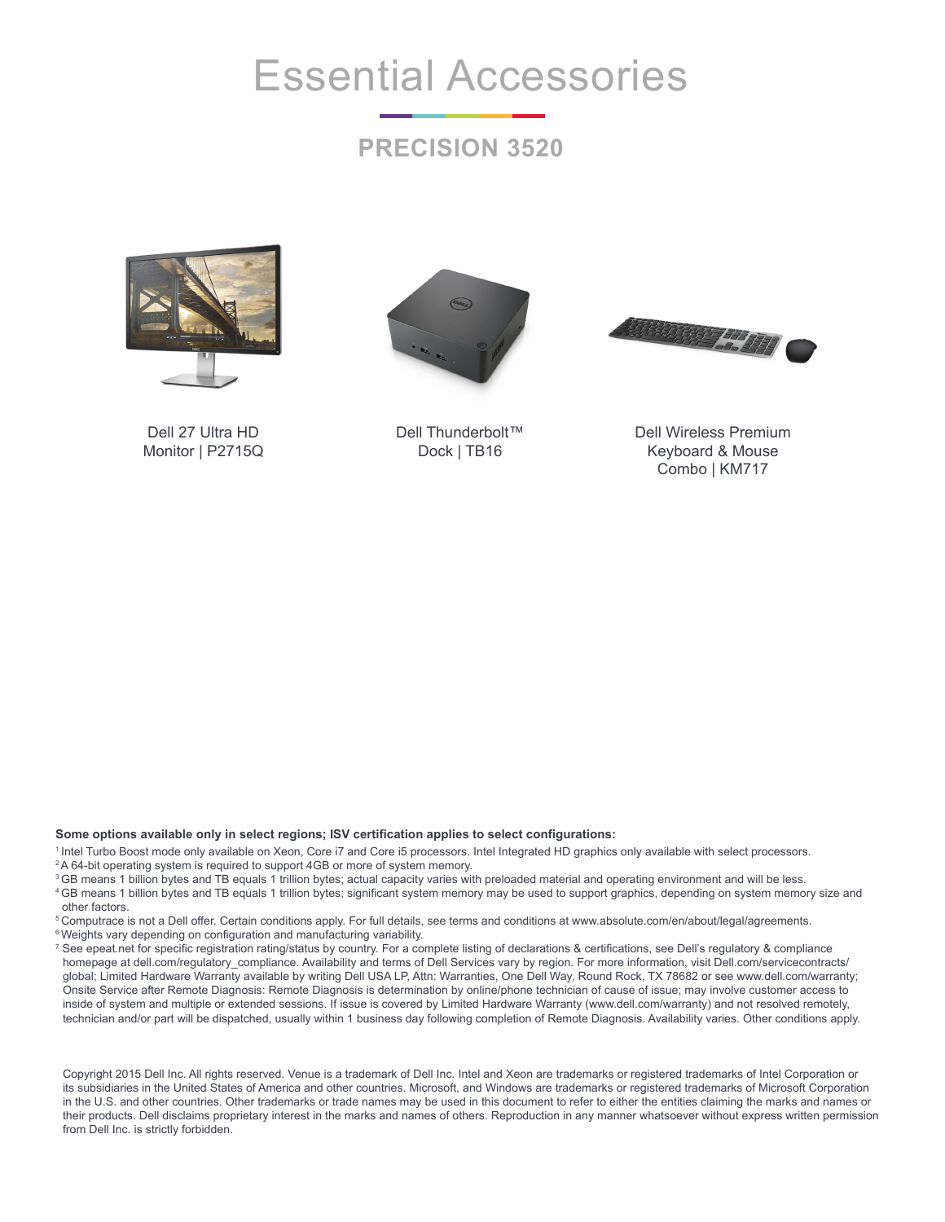# Essential Accessories

## PRECISION 3520

Dell 27 Ultra HD Monitor | P2715Q

Dell Thunderbolt™ Dock | TB16

Dell Wireless Premium Keyboard & Mouse Combo | KM717

**Some options available only in select regions; ISV certification applies to select configurations:**

[1] Intel Turbo Boost mode only available on Xeon, Core i7 and Core i5 processors. Intel Integrated HD graphics only available with select processors.

[2] A 64-bit operating system is required to support 4GB or more of system memory.

[3] GB means 1 billion bytes and TB equals 1 trillion bytes; actual capacity varies with preloaded material and operating environment and will be less.

[4] GB means 1 billion bytes and TB equals 1 trillion bytes; significant system memory may be used to support graphics, depending on system memory size and other factors.

[5] Computrace is not a Dell offer. Certain conditions apply. For full details, see terms and conditions at www.absolute.com/en/about/legal/agreements.

[6] Weights vary depending on configuration and manufacturing variability.

[7] See epeat.net for specific registration rating/status by country. For a complete listing of declarations & certifications, see Dell's regulatory & compliance homepage at dell.com/regulatory_compliance. Availability and terms of Dell Services vary by region. For more information, visit Dell.com/servicecontracts/global; Limited Hardware Warranty available by writing Dell USA LP, Attn: Warranties, One Dell Way, Round Rock, TX 78682 or see www.dell.com/warranty; Onsite Service after Remote Diagnosis: Remote Diagnosis is determination by online/phone technician of cause of issue; may involve customer access to inside of system and multiple or extended sessions. If issue is covered by Limited Hardware Warranty (www.dell.com/warranty) and not resolved remotely, technician and/or part will be dispatched, usually within 1 business day following completion of Remote Diagnosis. Availability varies. Other conditions apply.

Copyright 2015 Dell Inc. All rights reserved. Venue is a trademark of Dell Inc. Intel and Xeon are trademarks or registered trademarks of Intel Corporation or its subsidiaries in the United States of America and other countries. Microsoft, and Windows are trademarks or registered trademarks of Microsoft Corporation in the U.S. and other countries. Other trademarks or trade names may be used in this document to refer to either the entities claiming the marks and names or their products. Dell disclaims proprietary interest in the marks and names of others. Reproduction in any manner whatsoever without express written permission from Dell Inc. is strictly forbidden.